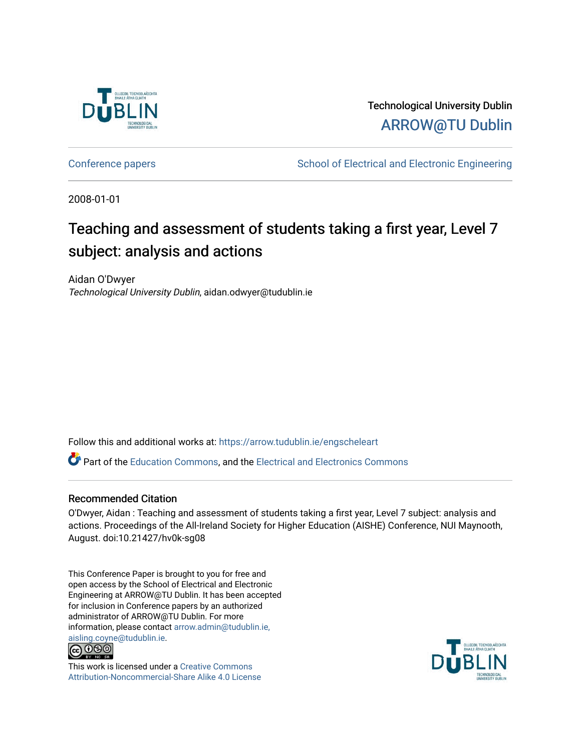Technological University Dublin

ARROW@TU Dublin

Conference papers | School of Electrical and Electronic Engineering

2008-01-01

# Teaching and assessment of students taking a first year, Level 7 subject: analysis and actions

Aidan O'Dwyer
*Technological University Dublin*, aidan.odwyer@tudublin.ie

Follow this and additional works at: https://arrow.tudublin.ie/engscheleart

Part of the Education Commons, and the Electrical and Electronics Commons

## Recommended Citation

O'Dwyer, Aidan : Teaching and assessment of students taking a first year, Level 7 subject: analysis and actions. Proceedings of the All-Ireland Society for Higher Education (AISHE) Conference, NUI Maynooth, August. doi:10.21427/hv0k-sg08

This Conference Paper is brought to you for free and open access by the School of Electrical and Electronic Engineering at ARROW@TU Dublin. It has been accepted for inclusion in Conference papers by an authorized administrator of ARROW@TU Dublin. For more information, please contact arrow.admin@tudublin.ie, aisling.coyne@tudublin.ie.

This work is licensed under a Creative Commons Attribution-Noncommercial-Share Alike 4.0 License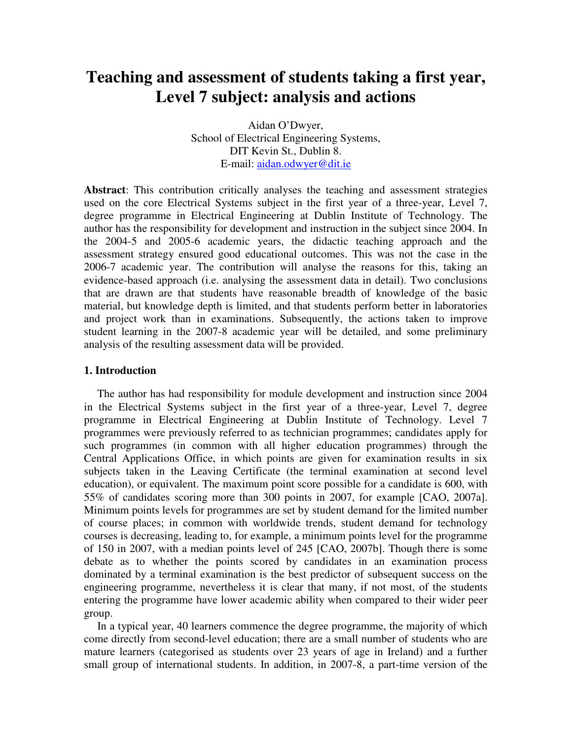# Teaching and assessment of students taking a first year, Level 7 subject: analysis and actions

Aidan O'Dwyer,
School of Electrical Engineering Systems,
DIT Kevin St., Dublin 8.
E-mail: aidan.odwyer@dit.ie

**Abstract**: This contribution critically analyses the teaching and assessment strategies used on the core Electrical Systems subject in the first year of a three-year, Level 7, degree programme in Electrical Engineering at Dublin Institute of Technology. The author has the responsibility for development and instruction in the subject since 2004. In the 2004-5 and 2005-6 academic years, the didactic teaching approach and the assessment strategy ensured good educational outcomes. This was not the case in the 2006-7 academic year. The contribution will analyse the reasons for this, taking an evidence-based approach (i.e. analysing the assessment data in detail). Two conclusions that are drawn are that students have reasonable breadth of knowledge of the basic material, but knowledge depth is limited, and that students perform better in laboratories and project work than in examinations. Subsequently, the actions taken to improve student learning in the 2007-8 academic year will be detailed, and some preliminary analysis of the resulting assessment data will be provided.

## 1. Introduction

The author has had responsibility for module development and instruction since 2004 in the Electrical Systems subject in the first year of a three-year, Level 7, degree programme in Electrical Engineering at Dublin Institute of Technology. Level 7 programmes were previously referred to as technician programmes; candidates apply for such programmes (in common with all higher education programmes) through the Central Applications Office, in which points are given for examination results in six subjects taken in the Leaving Certificate (the terminal examination at second level education), or equivalent. The maximum point score possible for a candidate is 600, with 55% of candidates scoring more than 300 points in 2007, for example [CAO, 2007a]. Minimum points levels for programmes are set by student demand for the limited number of course places; in common with worldwide trends, student demand for technology courses is decreasing, leading to, for example, a minimum points level for the programme of 150 in 2007, with a median points level of 245 [CAO, 2007b]. Though there is some debate as to whether the points scored by candidates in an examination process dominated by a terminal examination is the best predictor of subsequent success on the engineering programme, nevertheless it is clear that many, if not most, of the students entering the programme have lower academic ability when compared to their wider peer group.

In a typical year, 40 learners commence the degree programme, the majority of which come directly from second-level education; there are a small number of students who are mature learners (categorised as students over 23 years of age in Ireland) and a further small group of international students. In addition, in 2007-8, a part-time version of the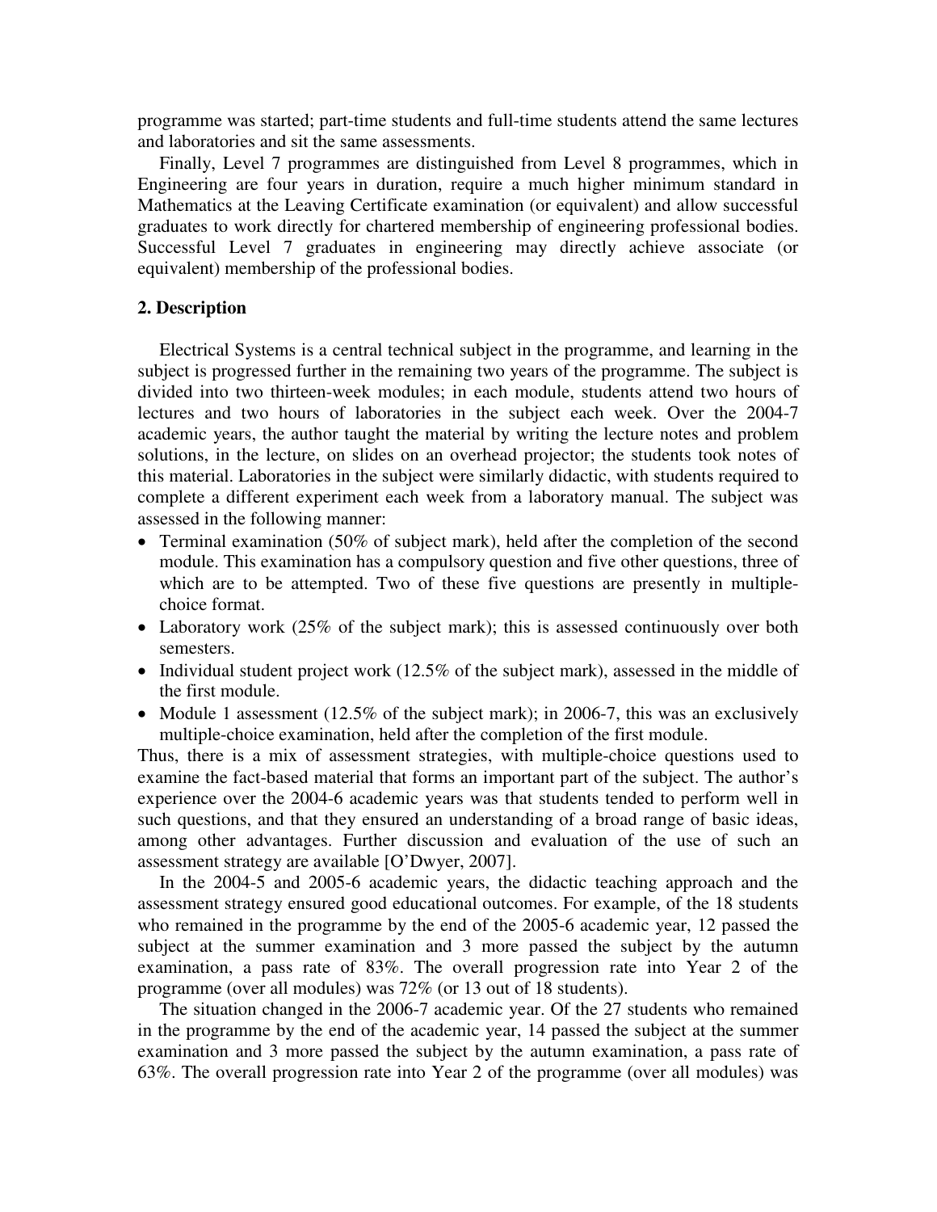programme was started; part-time students and full-time students attend the same lectures and laboratories and sit the same assessments.

Finally, Level 7 programmes are distinguished from Level 8 programmes, which in Engineering are four years in duration, require a much higher minimum standard in Mathematics at the Leaving Certificate examination (or equivalent) and allow successful graduates to work directly for chartered membership of engineering professional bodies. Successful Level 7 graduates in engineering may directly achieve associate (or equivalent) membership of the professional bodies.

## 2. Description

Electrical Systems is a central technical subject in the programme, and learning in the subject is progressed further in the remaining two years of the programme. The subject is divided into two thirteen-week modules; in each module, students attend two hours of lectures and two hours of laboratories in the subject each week. Over the 2004-7 academic years, the author taught the material by writing the lecture notes and problem solutions, in the lecture, on slides on an overhead projector; the students took notes of this material. Laboratories in the subject were similarly didactic, with students required to complete a different experiment each week from a laboratory manual. The subject was assessed in the following manner:

- Terminal examination (50% of subject mark), held after the completion of the second module. This examination has a compulsory question and five other questions, three of which are to be attempted. Two of these five questions are presently in multiple-choice format.
- Laboratory work (25% of the subject mark); this is assessed continuously over both semesters.
- Individual student project work (12.5% of the subject mark), assessed in the middle of the first module.
- Module 1 assessment (12.5% of the subject mark); in 2006-7, this was an exclusively multiple-choice examination, held after the completion of the first module.

Thus, there is a mix of assessment strategies, with multiple-choice questions used to examine the fact-based material that forms an important part of the subject. The author's experience over the 2004-6 academic years was that students tended to perform well in such questions, and that they ensured an understanding of a broad range of basic ideas, among other advantages. Further discussion and evaluation of the use of such an assessment strategy are available [O'Dwyer, 2007].

In the 2004-5 and 2005-6 academic years, the didactic teaching approach and the assessment strategy ensured good educational outcomes. For example, of the 18 students who remained in the programme by the end of the 2005-6 academic year, 12 passed the subject at the summer examination and 3 more passed the subject by the autumn examination, a pass rate of 83%. The overall progression rate into Year 2 of the programme (over all modules) was 72% (or 13 out of 18 students).

The situation changed in the 2006-7 academic year. Of the 27 students who remained in the programme by the end of the academic year, 14 passed the subject at the summer examination and 3 more passed the subject by the autumn examination, a pass rate of 63%. The overall progression rate into Year 2 of the programme (over all modules) was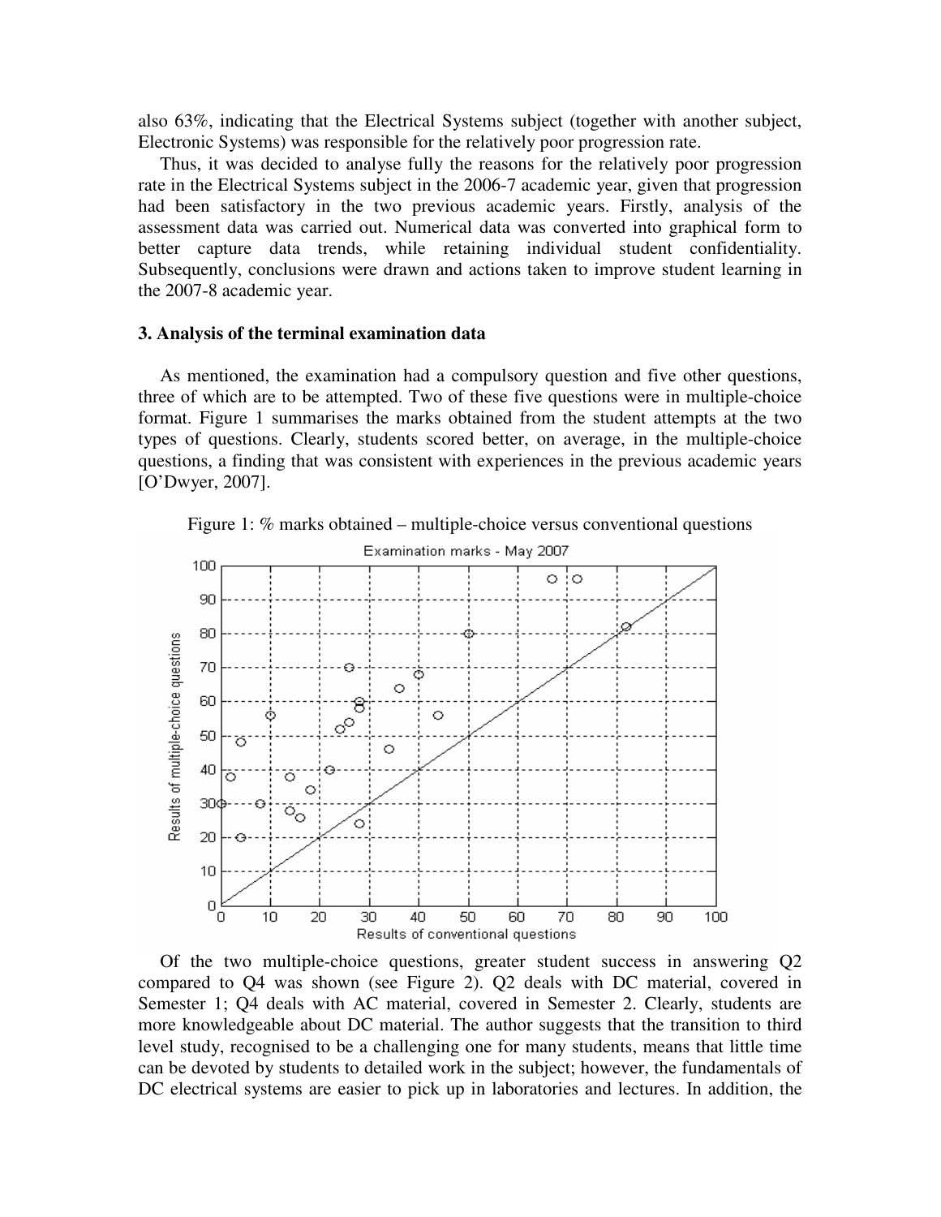also 63%, indicating that the Electrical Systems subject (together with another subject, Electronic Systems) was responsible for the relatively poor progression rate.

Thus, it was decided to analyse fully the reasons for the relatively poor progression rate in the Electrical Systems subject in the 2006-7 academic year, given that progression had been satisfactory in the two previous academic years. Firstly, analysis of the assessment data was carried out. Numerical data was converted into graphical form to better capture data trends, while retaining individual student confidentiality. Subsequently, conclusions were drawn and actions taken to improve student learning in the 2007-8 academic year.

### 3. Analysis of the terminal examination data

As mentioned, the examination had a compulsory question and five other questions, three of which are to be attempted. Two of these five questions were in multiple-choice format. Figure 1 summarises the marks obtained from the student attempts at the two types of questions. Clearly, students scored better, on average, in the multiple-choice questions, a finding that was consistent with experiences in the previous academic years [O'Dwyer, 2007].

Figure 1: % marks obtained – multiple-choice versus conventional questions

Of the two multiple-choice questions, greater student success in answering Q2 compared to Q4 was shown (see Figure 2). Q2 deals with DC material, covered in Semester 1; Q4 deals with AC material, covered in Semester 2. Clearly, students are more knowledgeable about DC material. The author suggests that the transition to third level study, recognised to be a challenging one for many students, means that little time can be devoted by students to detailed work in the subject; however, the fundamentals of DC electrical systems are easier to pick up in laboratories and lectures. In addition, the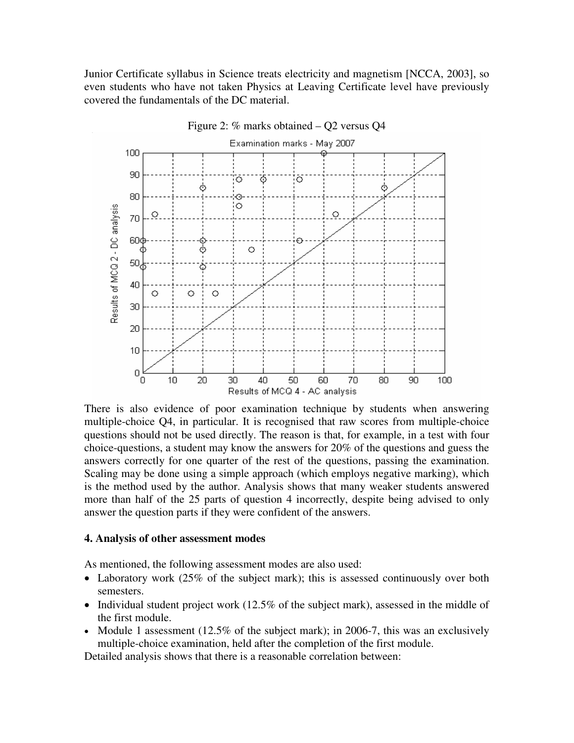Junior Certificate syllabus in Science treats electricity and magnetism [NCCA, 2003], so even students who have not taken Physics at Leaving Certificate level have previously covered the fundamentals of the DC material.

Figure 2: % marks obtained – Q2 versus Q4

There is also evidence of poor examination technique by students when answering multiple-choice Q4, in particular. It is recognised that raw scores from multiple-choice questions should not be used directly. The reason is that, for example, in a test with four choice-questions, a student may know the answers for 20% of the questions and guess the answers correctly for one quarter of the rest of the questions, passing the examination. Scaling may be done using a simple approach (which employs negative marking), which is the method used by the author. Analysis shows that many weaker students answered more than half of the 25 parts of question 4 incorrectly, despite being advised to only answer the question parts if they were confident of the answers.

### 4. Analysis of other assessment modes

As mentioned, the following assessment modes are also used:

- Laboratory work (25% of the subject mark); this is assessed continuously over both semesters.
- Individual student project work (12.5% of the subject mark), assessed in the middle of the first module.
- Module 1 assessment (12.5% of the subject mark); in 2006-7, this was an exclusively multiple-choice examination, held after the completion of the first module.

Detailed analysis shows that there is a reasonable correlation between: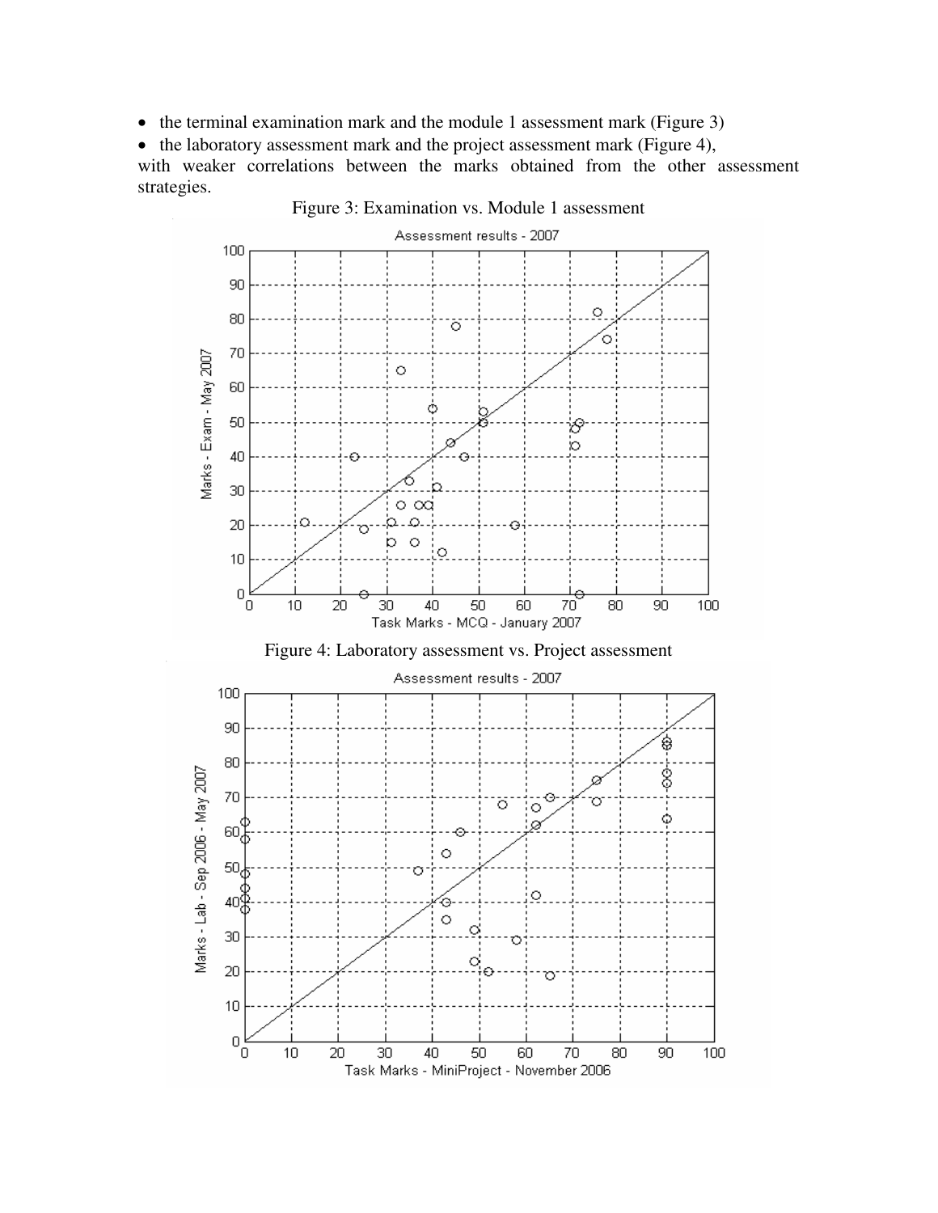- the terminal examination mark and the module 1 assessment mark (Figure 3)
- the laboratory assessment mark and the project assessment mark (Figure 4),

with weaker correlations between the marks obtained from the other assessment strategies.

Figure 3: Examination vs. Module 1 assessment

Figure 4: Laboratory assessment vs. Project assessment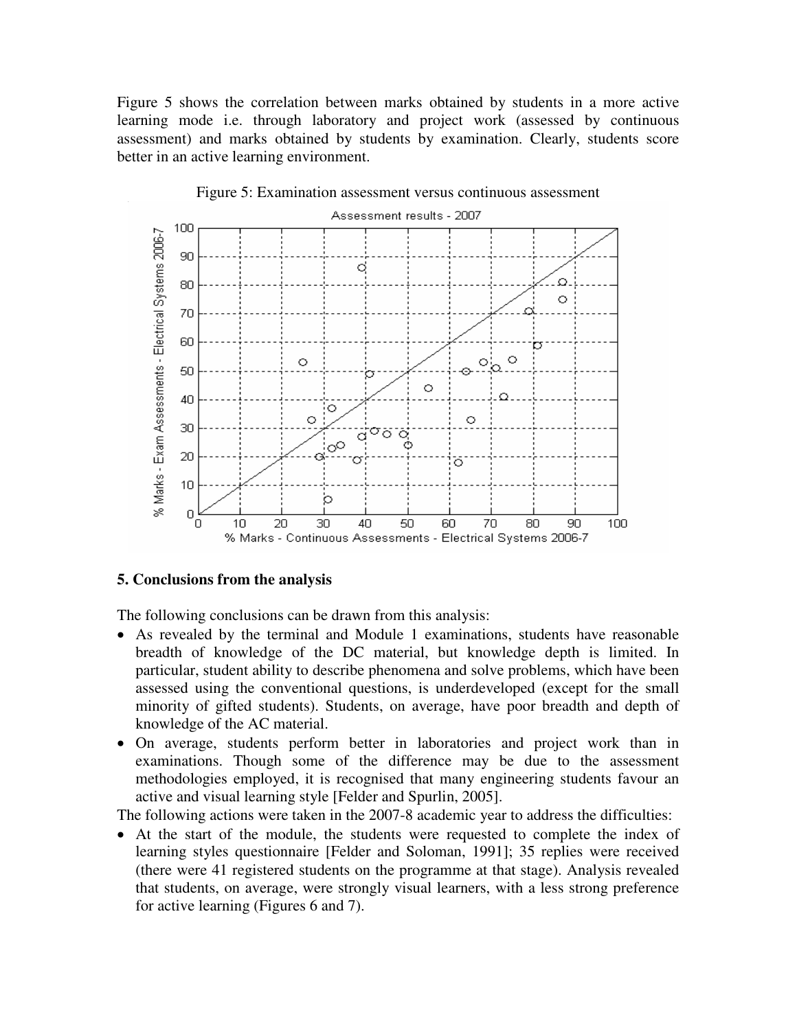Figure 5 shows the correlation between marks obtained by students in a more active learning mode i.e. through laboratory and project work (assessed by continuous assessment) and marks obtained by students by examination. Clearly, students score better in an active learning environment.

Figure 5: Examination assessment versus continuous assessment

## 5. Conclusions from the analysis

The following conclusions can be drawn from this analysis:

- As revealed by the terminal and Module 1 examinations, students have reasonable breadth of knowledge of the DC material, but knowledge depth is limited. In particular, student ability to describe phenomena and solve problems, which have been assessed using the conventional questions, is underdeveloped (except for the small minority of gifted students). Students, on average, have poor breadth and depth of knowledge of the AC material.
- On average, students perform better in laboratories and project work than in examinations. Though some of the difference may be due to the assessment methodologies employed, it is recognised that many engineering students favour an active and visual learning style [Felder and Spurlin, 2005].

The following actions were taken in the 2007-8 academic year to address the difficulties:

- At the start of the module, the students were requested to complete the index of learning styles questionnaire [Felder and Soloman, 1991]; 35 replies were received (there were 41 registered students on the programme at that stage). Analysis revealed that students, on average, were strongly visual learners, with a less strong preference for active learning (Figures 6 and 7).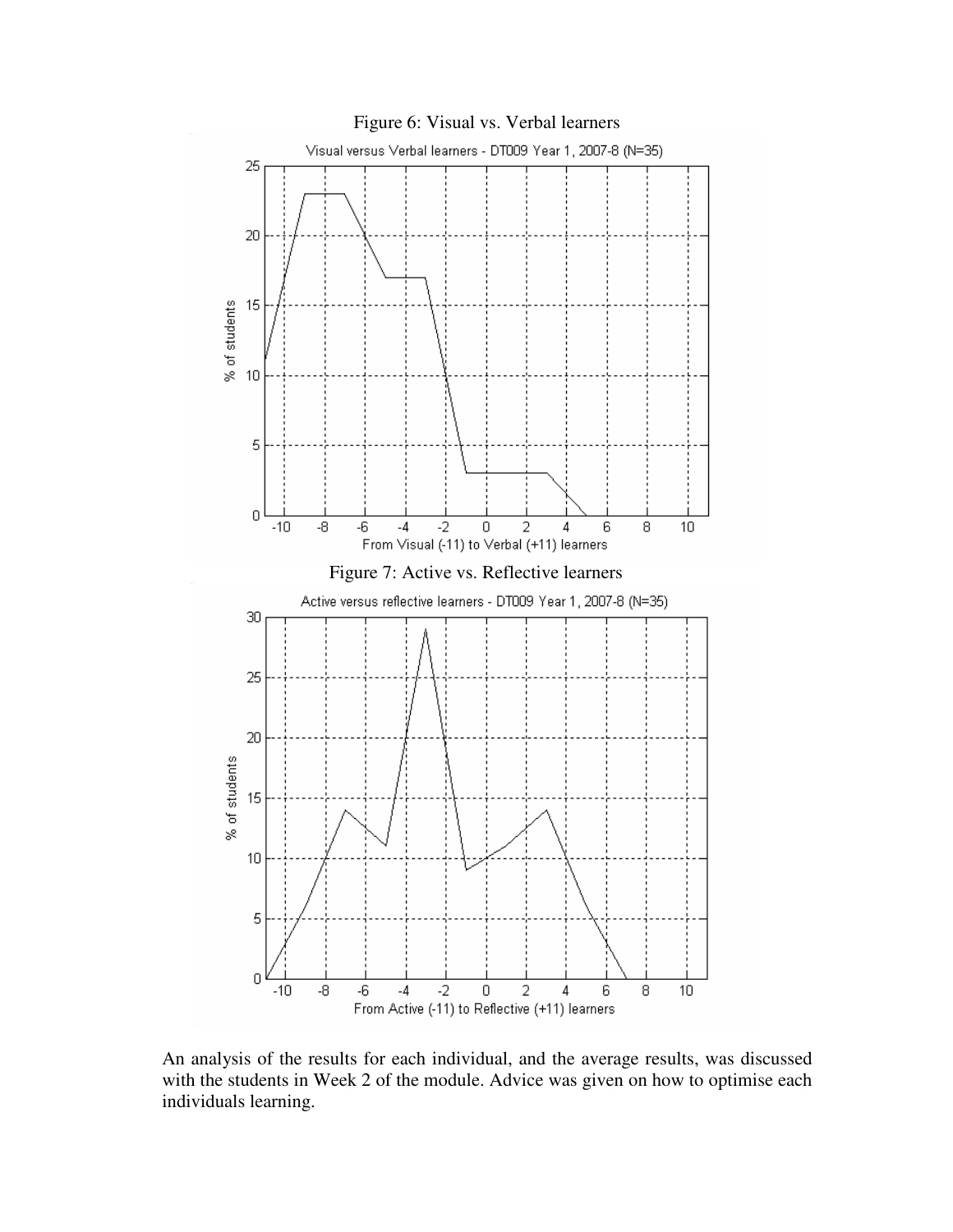Figure 6: Visual vs. Verbal learners

Figure 7: Active vs. Reflective learners

An analysis of the results for each individual, and the average results, was discussed with the students in Week 2 of the module. Advice was given on how to optimise each individuals learning.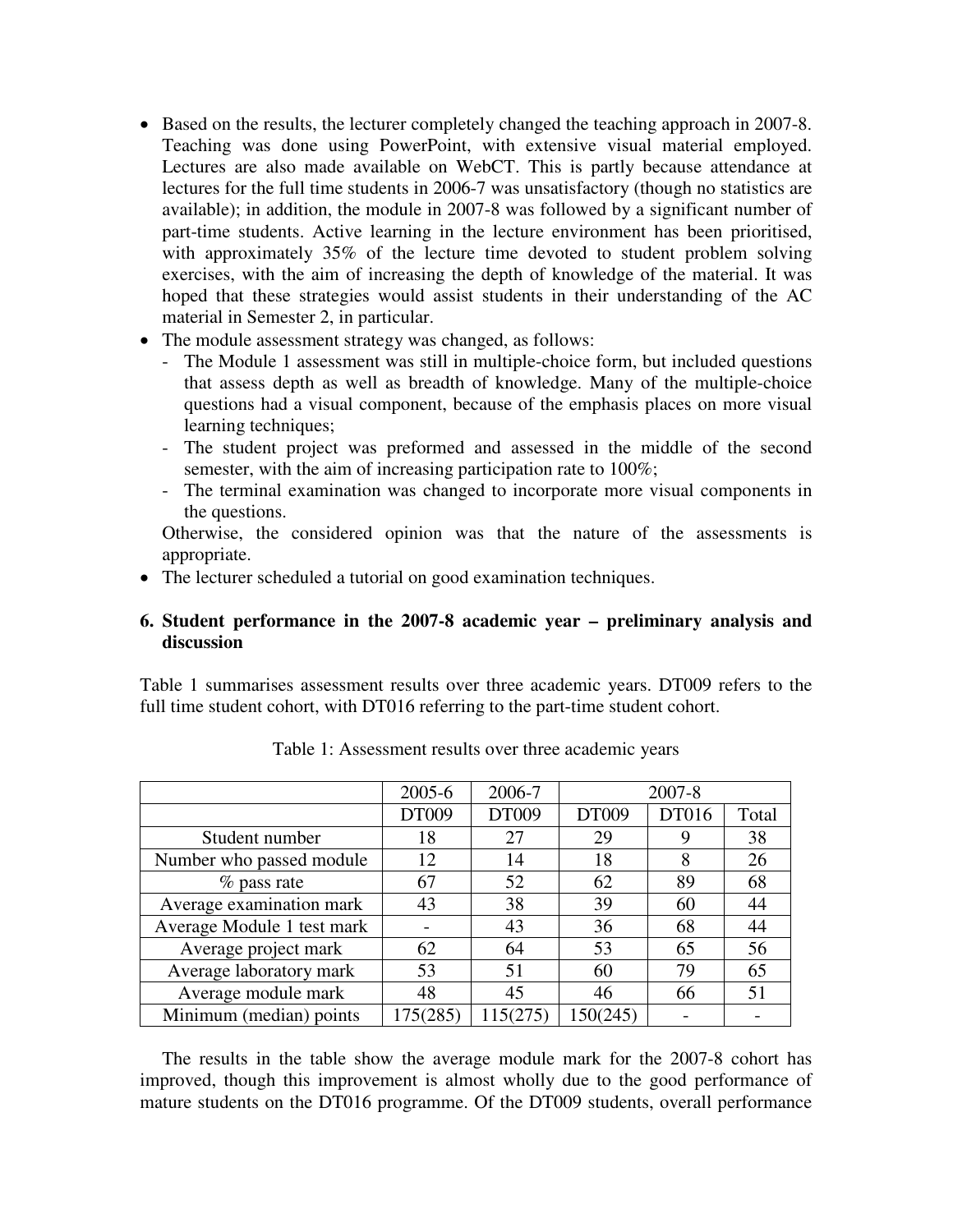- Based on the results, the lecturer completely changed the teaching approach in 2007-8. Teaching was done using PowerPoint, with extensive visual material employed. Lectures are also made available on WebCT. This is partly because attendance at lectures for the full time students in 2006-7 was unsatisfactory (though no statistics are available); in addition, the module in 2007-8 was followed by a significant number of part-time students. Active learning in the lecture environment has been prioritised, with approximately 35% of the lecture time devoted to student problem solving exercises, with the aim of increasing the depth of knowledge of the material. It was hoped that these strategies would assist students in their understanding of the AC material in Semester 2, in particular.
- The module assessment strategy was changed, as follows:
  - The Module 1 assessment was still in multiple-choice form, but included questions that assess depth as well as breadth of knowledge. Many of the multiple-choice questions had a visual component, because of the emphasis places on more visual learning techniques;
  - The student project was preformed and assessed in the middle of the second semester, with the aim of increasing participation rate to 100%;
  - The terminal examination was changed to incorporate more visual components in the questions.

  Otherwise, the considered opinion was that the nature of the assessments is appropriate.
- The lecturer scheduled a tutorial on good examination techniques.

## 6. Student performance in the 2007-8 academic year – preliminary analysis and discussion

Table 1 summarises assessment results over three academic years. DT009 refers to the full time student cohort, with DT016 referring to the part-time student cohort.

Table 1: Assessment results over three academic years

| | 2005-6 | 2006-7 | 2007-8 | | |
|---|---|---|---|---|---|
| | DT009 | DT009 | DT009 | DT016 | Total |
| Student number | 18 | 27 | 29 | 9 | 38 |
| Number who passed module | 12 | 14 | 18 | 8 | 26 |
| % pass rate | 67 | 52 | 62 | 89 | 68 |
| Average examination mark | 43 | 38 | 39 | 60 | 44 |
| Average Module 1 test mark | - | 43 | 36 | 68 | 44 |
| Average project mark | 62 | 64 | 53 | 65 | 56 |
| Average laboratory mark | 53 | 51 | 60 | 79 | 65 |
| Average module mark | 48 | 45 | 46 | 66 | 51 |
| Minimum (median) points | 175(285) | 115(275) | 150(245) | - | - |

The results in the table show the average module mark for the 2007-8 cohort has improved, though this improvement is almost wholly due to the good performance of mature students on the DT016 programme. Of the DT009 students, overall performance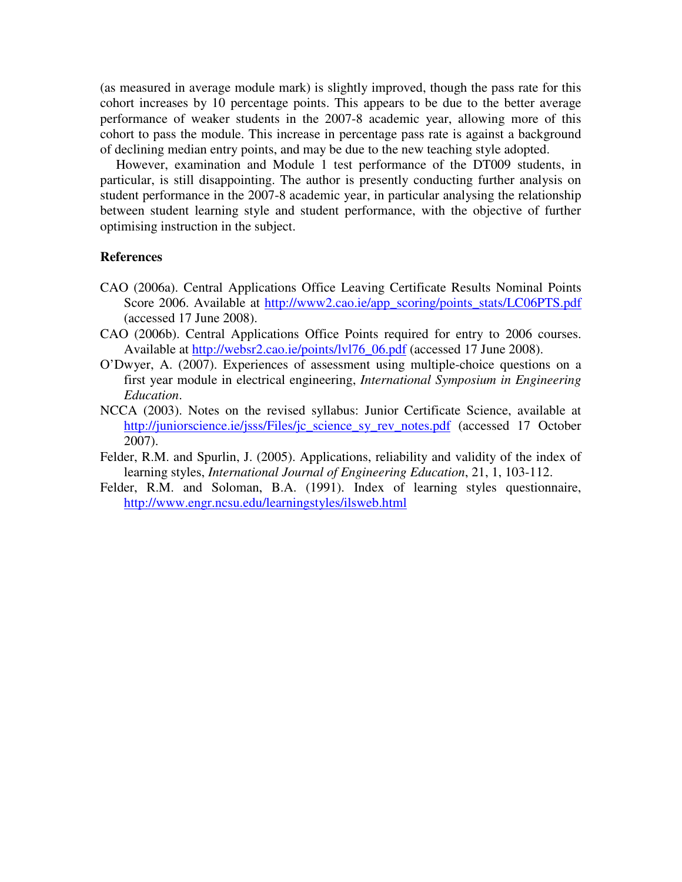(as measured in average module mark) is slightly improved, though the pass rate for this cohort increases by 10 percentage points. This appears to be due to the better average performance of weaker students in the 2007-8 academic year, allowing more of this cohort to pass the module. This increase in percentage pass rate is against a background of declining median entry points, and may be due to the new teaching style adopted.

However, examination and Module 1 test performance of the DT009 students, in particular, is still disappointing. The author is presently conducting further analysis on student performance in the 2007-8 academic year, in particular analysing the relationship between student learning style and student performance, with the objective of further optimising instruction in the subject.

## References

CAO (2006a). Central Applications Office Leaving Certificate Results Nominal Points Score 2006. Available at http://www2.cao.ie/app_scoring/points_stats/LC06PTS.pdf (accessed 17 June 2008).

CAO (2006b). Central Applications Office Points required for entry to 2006 courses. Available at http://websr2.cao.ie/points/lvl76_06.pdf (accessed 17 June 2008).

O'Dwyer, A. (2007). Experiences of assessment using multiple-choice questions on a first year module in electrical engineering, *International Symposium in Engineering Education*.

NCCA (2003). Notes on the revised syllabus: Junior Certificate Science, available at http://juniorscience.ie/jsss/Files/jc_science_sy_rev_notes.pdf (accessed 17 October 2007).

Felder, R.M. and Spurlin, J. (2005). Applications, reliability and validity of the index of learning styles, *International Journal of Engineering Education*, 21, 1, 103-112.

Felder, R.M. and Soloman, B.A. (1991). Index of learning styles questionnaire, http://www.engr.ncsu.edu/learningstyles/ilsweb.html